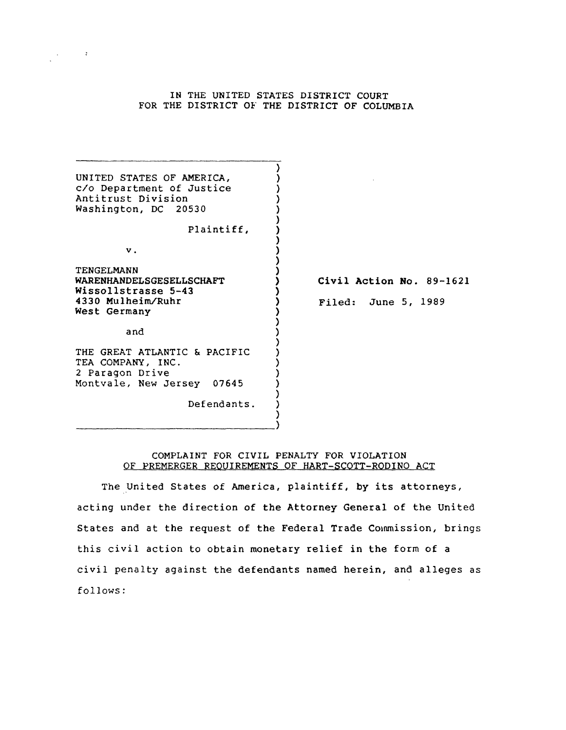IN THE UNITED STATES DISTRICT COURT
FOR THE DISTRICT OF THE DISTRICT OF COLUMBIA

UNITED STATES OF AMERICA,
c/o Department of Justice
Antitrust Division
Washington, DC 20530

Plaintiff,

v.

TENGELMANN
WARENHANDELSGESELLSCHAFT
Wissollstrasse 5-43
4330 Mulheim/Ruhr
West Germany

and

THE GREAT ATLANTIC & PACIFIC
TEA COMPANY, INC.
2 Paragon Drive
Montvale, New Jersey 07645

Defendants.

**Civil Action No. 89-1621**

Filed: June 5, 1989

COMPLAINT FOR CIVIL PENALTY FOR VIOLATION
OF PREMERGER REQUIREMENTS OF HART-SCOTT-RODINO ACT

The United States of America, plaintiff, by its attorneys, acting under the direction of the Attorney General of the United States and at the request of the Federal Trade Commission, brings this civil action to obtain monetary relief in the form of a civil penalty against the defendants named herein, and alleges as follows: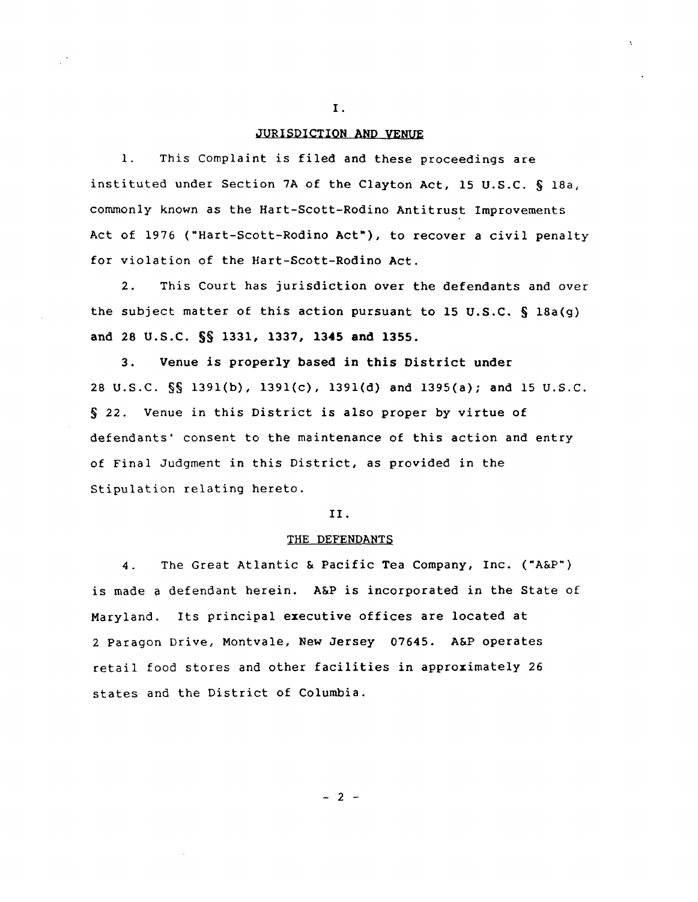## I.

## JURISDICTION AND VENUE

1. This Complaint is filed and these proceedings are instituted under Section 7A of the Clayton Act, 15 U.S.C. § 18a, commonly known as the Hart-Scott-Rodino Antitrust Improvements Act of 1976 ("Hart-Scott-Rodino Act"), to recover a civil penalty for violation of the Hart-Scott-Rodino Act.

2. This Court has jurisdiction over the defendants and over the subject matter of this action pursuant to 15 U.S.C. § 18a(g) and 28 U.S.C. §§ 1331, 1337, 1345 and 1355.

3. Venue is properly based in this District under 28 U.S.C. §§ 1391(b), 1391(c), 1391(d) and 1395(a); and 15 U.S.C. § 22. Venue in this District is also proper by virtue of defendants' consent to the maintenance of this action and entry of Final Judgment in this District, as provided in the Stipulation relating hereto.

## II.

## THE DEFENDANTS

4. The Great Atlantic & Pacific Tea Company, Inc. ("A&P") is made a defendant herein. A&P is incorporated in the State of Maryland. Its principal executive offices are located at 2 Paragon Drive, Montvale, New Jersey 07645. A&P operates retail food stores and other facilities in approximately 26 states and the District of Columbia.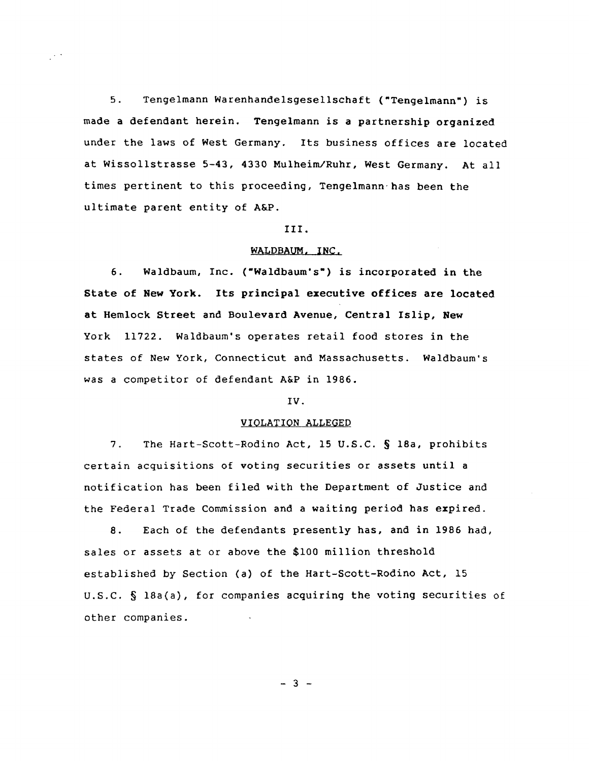5. Tengelmann Warenhandelsgesellschaft ("Tengelmann") is made a defendant herein. Tengelmann is a partnership organized under the laws of West Germany. Its business offices are located at Wissollstrasse 5-43, 4330 Mulheim/Ruhr, West Germany. At all times pertinent to this proceeding, Tengelmann has been the ultimate parent entity of A&P.

III.

WALDBAUM, INC.

6. Waldbaum, Inc. ("Waldbaum's") is incorporated in the State of New York. Its principal executive offices are located at Hemlock Street and Boulevard Avenue, Central Islip, New York 11722. Waldbaum's operates retail food stores in the states of New York, Connecticut and Massachusetts. Waldbaum's was a competitor of defendant A&P in 1986.

IV.

VIOLATION ALLEGED

7. The Hart-Scott-Rodino Act, 15 U.S.C. § 18a, prohibits certain acquisitions of voting securities or assets until a notification has been filed with the Department of Justice and the Federal Trade Commission and a waiting period has expired.

8. Each of the defendants presently has, and in 1986 had, sales or assets at or above the $100 million threshold established by Section (a) of the Hart-Scott-Rodino Act, 15 U.S.C. § 18a(a), for companies acquiring the voting securities of other companies.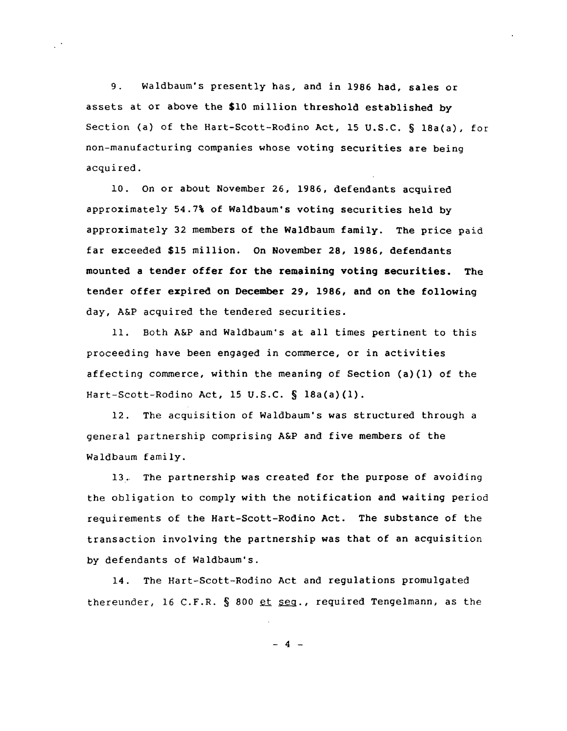9. Waldbaum's presently has, and in 1986 had, sales or assets at or above the $10 million threshold established by Section (a) of the Hart-Scott-Rodino Act, 15 U.S.C. § 18a(a), for non-manufacturing companies whose voting securities are being acquired.

10. On or about November 26, 1986, defendants acquired approximately 54.7% of Waldbaum's voting securities held by approximately 32 members of the Waldbaum family. The price paid far exceeded $15 million. On November 28, 1986, defendants mounted a tender offer for the remaining voting securities. The tender offer expired on December 29, 1986, and on the following day, A&P acquired the tendered securities.

11. Both A&P and Waldbaum's at all times pertinent to this proceeding have been engaged in commerce, or in activities affecting commerce, within the meaning of Section (a)(1) of the Hart-Scott-Rodino Act, 15 U.S.C. § 18a(a)(1).

12. The acquisition of Waldbaum's was structured through a general partnership comprising A&P and five members of the Waldbaum family.

13. The partnership was created for the purpose of avoiding the obligation to comply with the notification and waiting period requirements of the Hart-Scott-Rodino Act. The substance of the transaction involving the partnership was that of an acquisition by defendants of Waldbaum's.

14. The Hart-Scott-Rodino Act and regulations promulgated thereunder, 16 C.F.R. § 800 *et seq.*, required Tengelmann, as the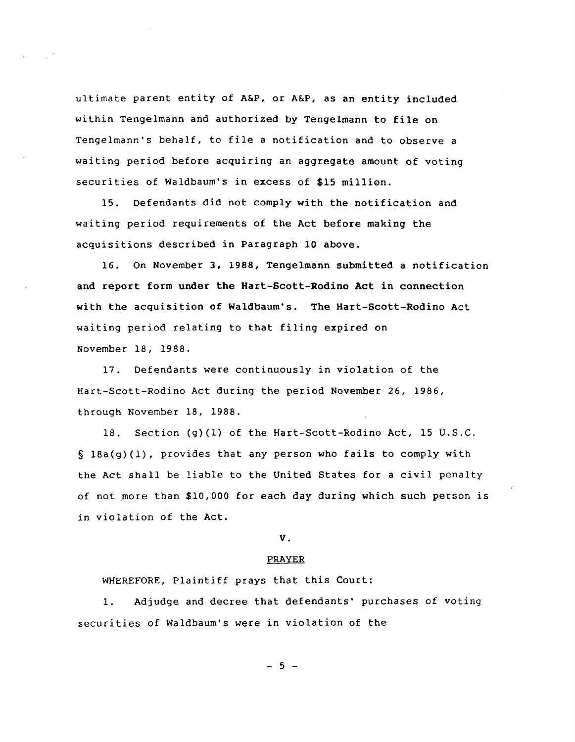ultimate parent entity of A&P, or A&P, as an entity included within Tengelmann and authorized by Tengelmann to file on Tengelmann's behalf, to file a notification and to observe a waiting period before acquiring an aggregate amount of voting securities of Waldbaum's in excess of $15 million.

15. Defendants did not comply with the notification and waiting period requirements of the Act before making the acquisitions described in Paragraph 10 above.

16. On November 3, 1988, Tengelmann submitted a notification and report form under the Hart-Scott-Rodino Act in connection with the acquisition of Waldbaum's. The Hart-Scott-Rodino Act waiting period relating to that filing expired on November 18, 1988.

17. Defendants were continuously in violation of the Hart-Scott-Rodino Act during the period November 26, 1986, through November 18, 1988.

18. Section (g)(1) of the Hart-Scott-Rodino Act, 15 U.S.C. § 18a(g)(1), provides that any person who fails to comply with the Act shall be liable to the United States for a civil penalty of not more than $10,000 for each day during which such person is in violation of the Act.

## V.

## PRAYER

WHEREFORE, Plaintiff prays that this Court:

1. Adjudge and decree that defendants' purchases of voting securities of Waldbaum's were in violation of the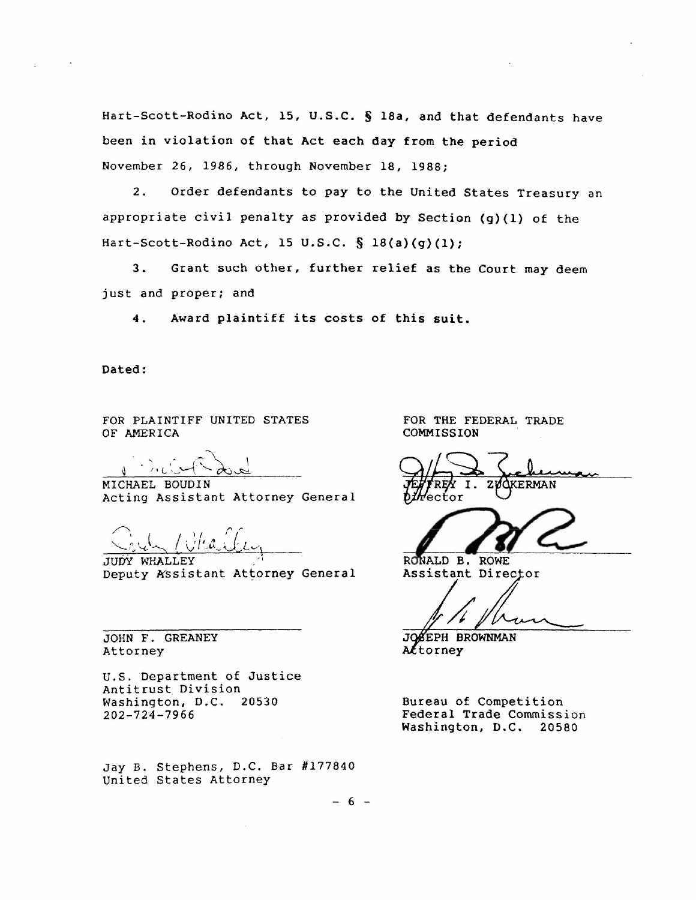Hart-Scott-Rodino Act, 15, U.S.C. § 18a, and that defendants have been in violation of that Act each day from the period November 26, 1986, through November 18, 1988;

2. Order defendants to pay to the United States Treasury an appropriate civil penalty as provided by Section (g)(1) of the Hart-Scott-Rodino Act, 15 U.S.C. § 18(a)(g)(1);

3. Grant such other, further relief as the Court may deem just and proper; and

4. Award plaintiff its costs of this suit.

Dated:

FOR PLAINTIFF UNITED STATES OF AMERICA

MICHAEL BOUDIN
Acting Assistant Attorney General

JUDY WHALLEY
Deputy Assistant Attorney General

JOHN F. GREANEY
Attorney

U.S. Department of Justice
Antitrust Division
Washington, D.C. 20530
202-724-7966

Jay B. Stephens, D.C. Bar #177840
United States Attorney

FOR THE FEDERAL TRADE COMMISSION

JEFFREY I. ZUCKERMAN
Director

RONALD B. ROWE
Assistant Director

JOSEPH BROWNMAN
Attorney

Bureau of Competition
Federal Trade Commission
Washington, D.C. 20580